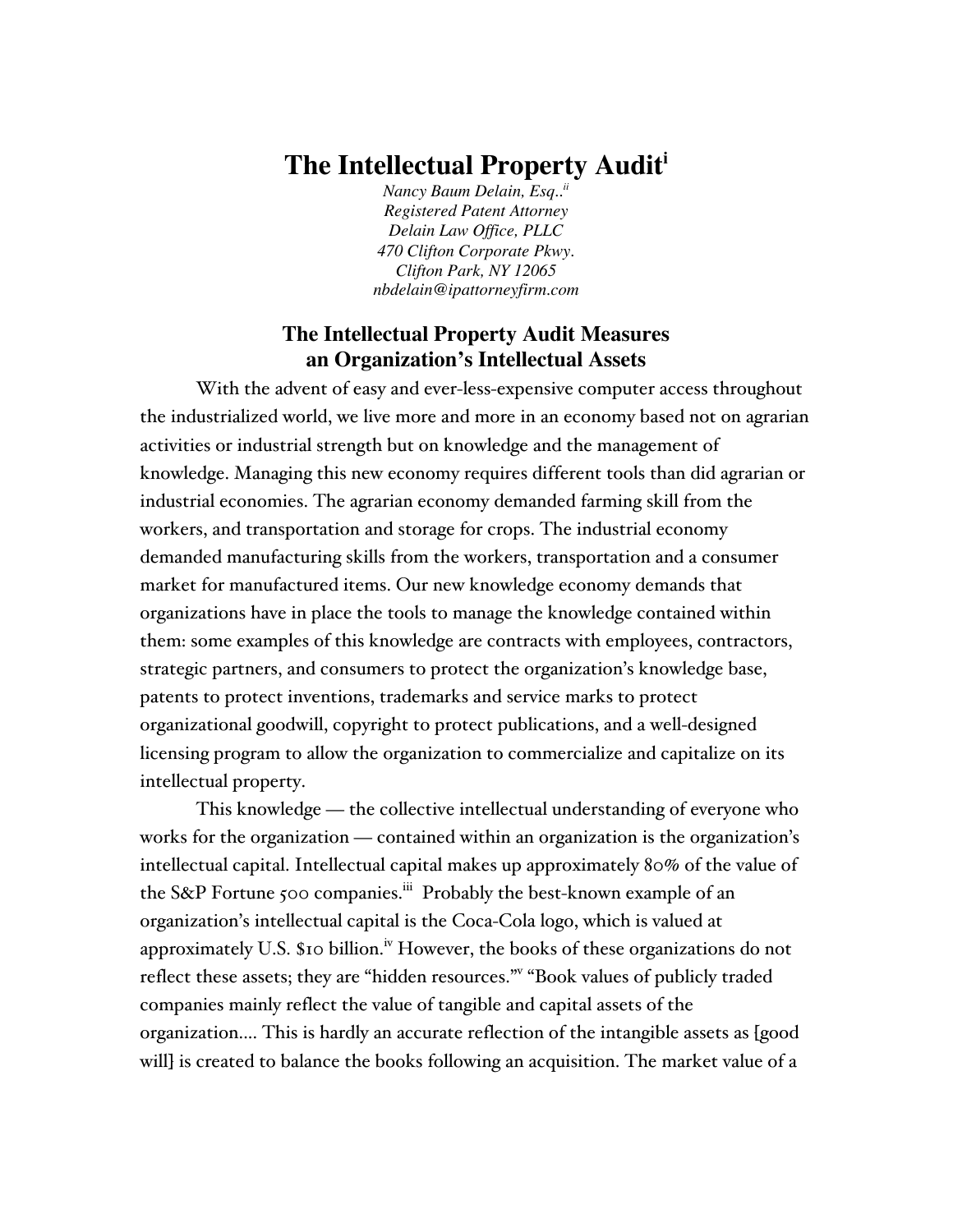# The Intellectual Property Audit[i]

*Nancy Baum Delain, Esq..[ii]*
*Registered Patent Attorney*
*Delain Law Office, PLLC*
*470 Clifton Corporate Pkwy.*
*Clifton Park, NY 12065*
*nbdelain@ipattorneyfirm.com*

## The Intellectual Property Audit Measures an Organization's Intellectual Assets

With the advent of easy and ever-less-expensive computer access throughout the industrialized world, we live more and more in an economy based not on agrarian activities or industrial strength but on knowledge and the management of knowledge. Managing this new economy requires different tools than did agrarian or industrial economies. The agrarian economy demanded farming skill from the workers, and transportation and storage for crops. The industrial economy demanded manufacturing skills from the workers, transportation and a consumer market for manufactured items. Our new knowledge economy demands that organizations have in place the tools to manage the knowledge contained within them: some examples of this knowledge are contracts with employees, contractors, strategic partners, and consumers to protect the organization's knowledge base, patents to protect inventions, trademarks and service marks to protect organizational goodwill, copyright to protect publications, and a well-designed licensing program to allow the organization to commercialize and capitalize on its intellectual property.

This knowledge — the collective intellectual understanding of everyone who works for the organization — contained within an organization is the organization's intellectual capital. Intellectual capital makes up approximately 80% of the value of the S&P Fortune 500 companies.[iii] Probably the best-known example of an organization's intellectual capital is the Coca-Cola logo, which is valued at approximately U.S. $10 billion.[iv] However, the books of these organizations do not reflect these assets; they are "hidden resources."[v] "Book values of publicly traded companies mainly reflect the value of tangible and capital assets of the organization.... This is hardly an accurate reflection of the intangible assets as [good will] is created to balance the books following an acquisition. The market value of a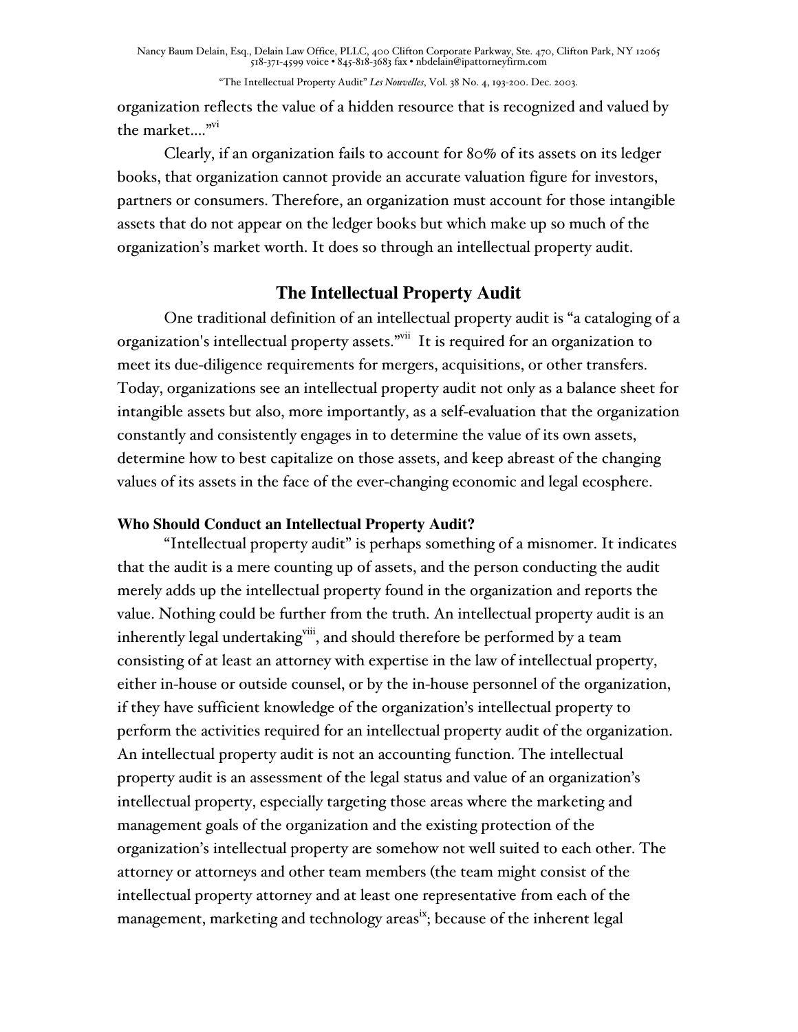organization reflects the value of a hidden resource that is recognized and valued by the market...."[vi]

Clearly, if an organization fails to account for 80% of its assets on its ledger books, that organization cannot provide an accurate valuation figure for investors, partners or consumers. Therefore, an organization must account for those intangible assets that do not appear on the ledger books but which make up so much of the organization's market worth. It does so through an intellectual property audit.

## The Intellectual Property Audit

One traditional definition of an intellectual property audit is "a cataloging of a organization's intellectual property assets."[vii] It is required for an organization to meet its due-diligence requirements for mergers, acquisitions, or other transfers. Today, organizations see an intellectual property audit not only as a balance sheet for intangible assets but also, more importantly, as a self-evaluation that the organization constantly and consistently engages in to determine the value of its own assets, determine how to best capitalize on those assets, and keep abreast of the changing values of its assets in the face of the ever-changing economic and legal ecosphere.

### Who Should Conduct an Intellectual Property Audit?

"Intellectual property audit" is perhaps something of a misnomer. It indicates that the audit is a mere counting up of assets, and the person conducting the audit merely adds up the intellectual property found in the organization and reports the value. Nothing could be further from the truth. An intellectual property audit is an inherently legal undertaking[viii], and should therefore be performed by a team consisting of at least an attorney with expertise in the law of intellectual property, either in-house or outside counsel, or by the in-house personnel of the organization, if they have sufficient knowledge of the organization's intellectual property to perform the activities required for an intellectual property audit of the organization. An intellectual property audit is not an accounting function. The intellectual property audit is an assessment of the legal status and value of an organization's intellectual property, especially targeting those areas where the marketing and management goals of the organization and the existing protection of the organization's intellectual property are somehow not well suited to each other. The attorney or attorneys and other team members (the team might consist of the intellectual property attorney and at least one representative from each of the management, marketing and technology areas[ix]; because of the inherent legal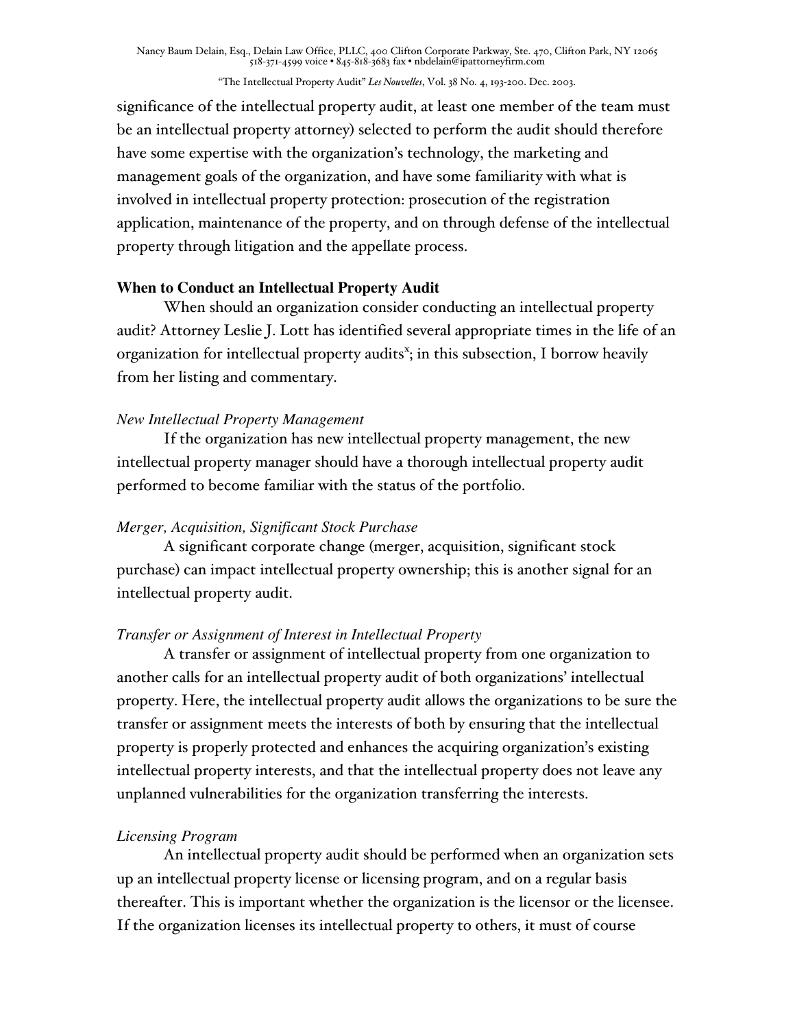significance of the intellectual property audit, at least one member of the team must be an intellectual property attorney) selected to perform the audit should therefore have some expertise with the organization's technology, the marketing and management goals of the organization, and have some familiarity with what is involved in intellectual property protection: prosecution of the registration application, maintenance of the property, and on through defense of the intellectual property through litigation and the appellate process.

**When to Conduct an Intellectual Property Audit**

When should an organization consider conducting an intellectual property audit? Attorney Leslie J. Lott has identified several appropriate times in the life of an organization for intellectual property audits[x]; in this subsection, I borrow heavily from her listing and commentary.

*New Intellectual Property Management*

If the organization has new intellectual property management, the new intellectual property manager should have a thorough intellectual property audit performed to become familiar with the status of the portfolio.

*Merger, Acquisition, Significant Stock Purchase*

A significant corporate change (merger, acquisition, significant stock purchase) can impact intellectual property ownership; this is another signal for an intellectual property audit.

*Transfer or Assignment of Interest in Intellectual Property*

A transfer or assignment of intellectual property from one organization to another calls for an intellectual property audit of both organizations' intellectual property. Here, the intellectual property audit allows the organizations to be sure the transfer or assignment meets the interests of both by ensuring that the intellectual property is properly protected and enhances the acquiring organization's existing intellectual property interests, and that the intellectual property does not leave any unplanned vulnerabilities for the organization transferring the interests.

*Licensing Program*

An intellectual property audit should be performed when an organization sets up an intellectual property license or licensing program, and on a regular basis thereafter. This is important whether the organization is the licensor or the licensee. If the organization licenses its intellectual property to others, it must of course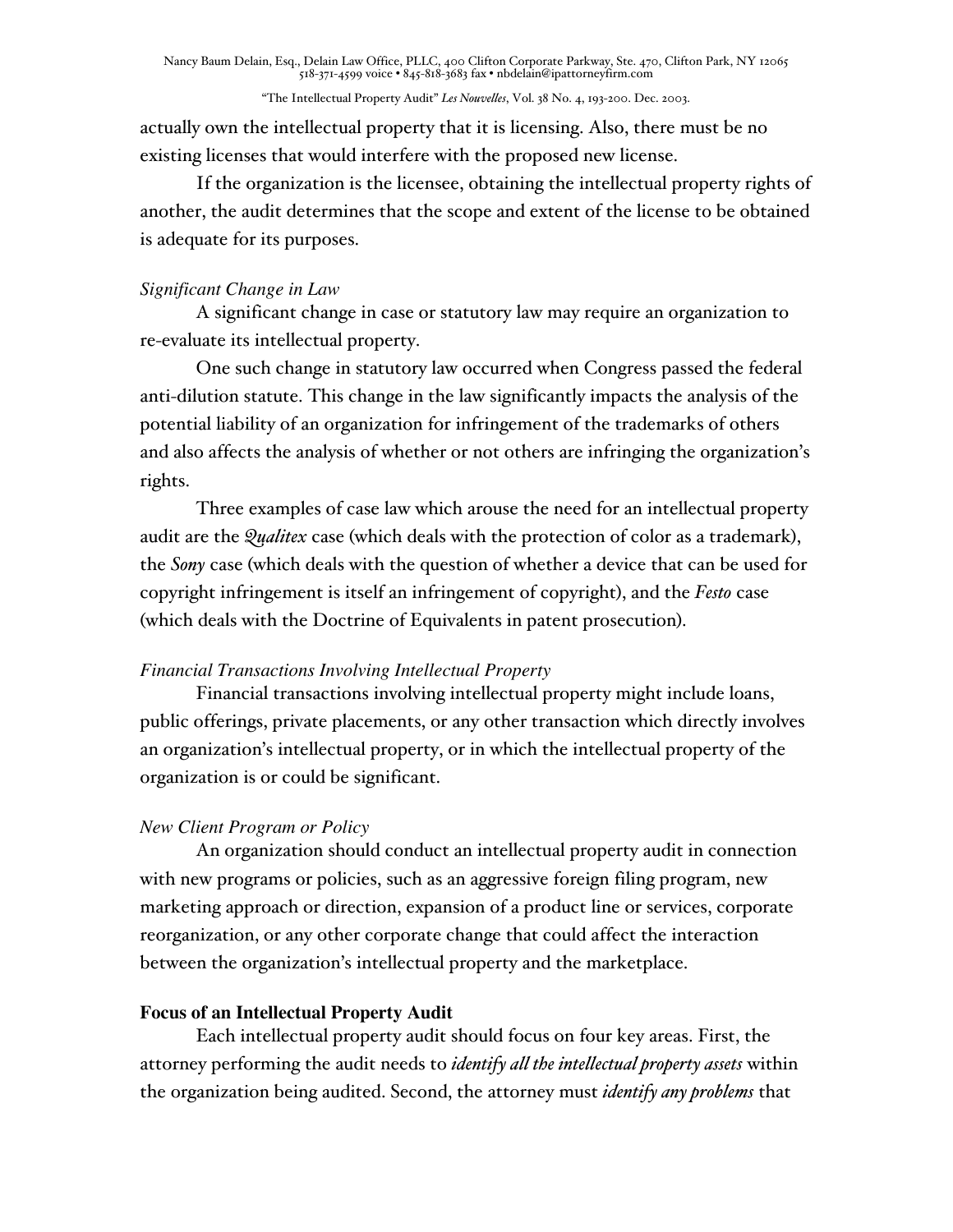actually own the intellectual property that it is licensing. Also, there must be no existing licenses that would interfere with the proposed new license.

If the organization is the licensee, obtaining the intellectual property rights of another, the audit determines that the scope and extent of the license to be obtained is adequate for its purposes.

*Significant Change in Law*

A significant change in case or statutory law may require an organization to re-evaluate its intellectual property.

One such change in statutory law occurred when Congress passed the federal anti-dilution statute. This change in the law significantly impacts the analysis of the potential liability of an organization for infringement of the trademarks of others and also affects the analysis of whether or not others are infringing the organization's rights.

Three examples of case law which arouse the need for an intellectual property audit are the *Qualitex* case (which deals with the protection of color as a trademark), the *Sony* case (which deals with the question of whether a device that can be used for copyright infringement is itself an infringement of copyright), and the *Festo* case (which deals with the Doctrine of Equivalents in patent prosecution).

*Financial Transactions Involving Intellectual Property*

Financial transactions involving intellectual property might include loans, public offerings, private placements, or any other transaction which directly involves an organization's intellectual property, or in which the intellectual property of the organization is or could be significant.

*New Client Program or Policy*

An organization should conduct an intellectual property audit in connection with new programs or policies, such as an aggressive foreign filing program, new marketing approach or direction, expansion of a product line or services, corporate reorganization, or any other corporate change that could affect the interaction between the organization's intellectual property and the marketplace.

**Focus of an Intellectual Property Audit**

Each intellectual property audit should focus on four key areas. First, the attorney performing the audit needs to *identify all the intellectual property assets* within the organization being audited. Second, the attorney must *identify any problems* that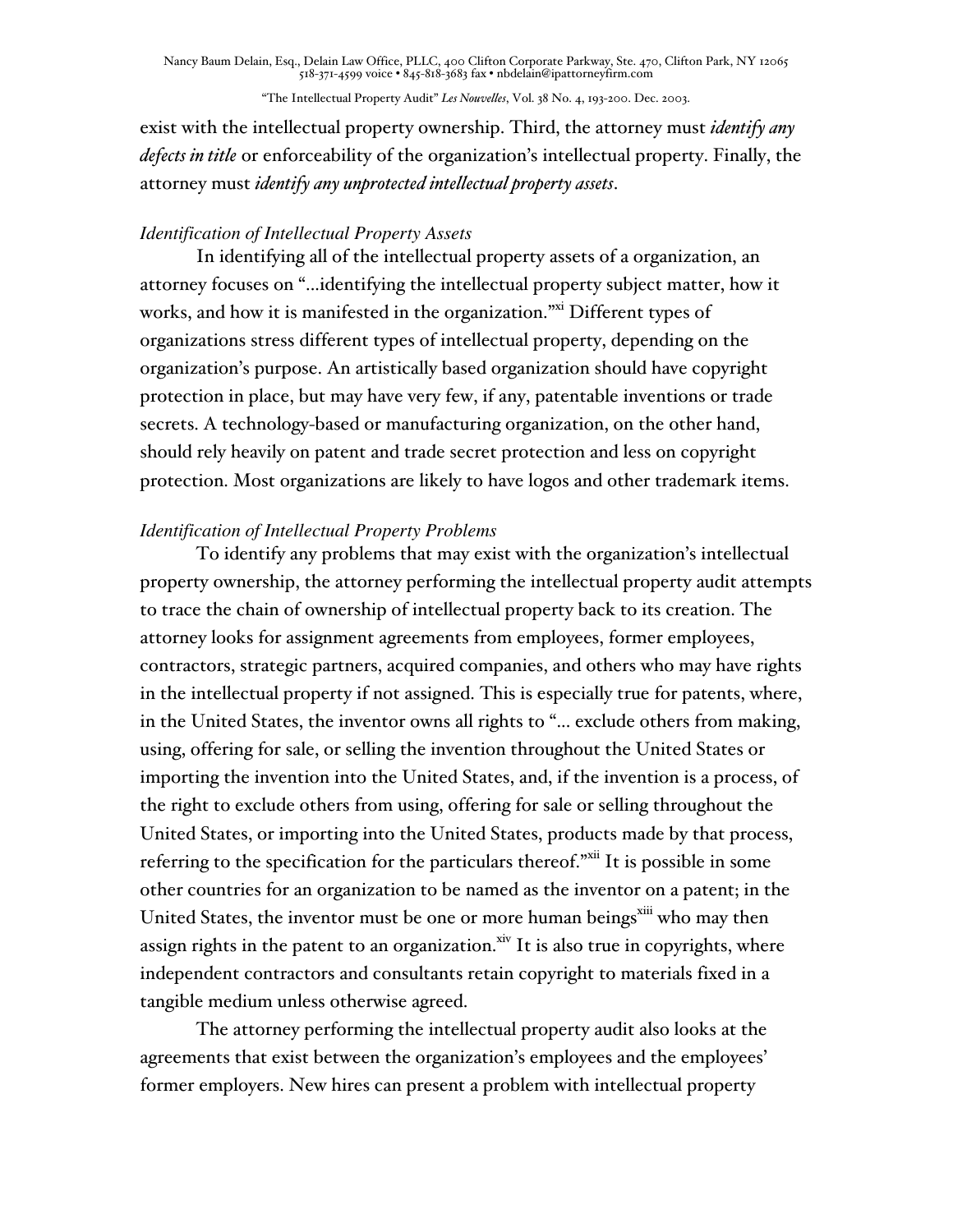exist with the intellectual property ownership. Third, the attorney must ***identify any defects in title*** or enforceability of the organization's intellectual property. Finally, the attorney must ***identify any unprotected intellectual property assets***.

*Identification of Intellectual Property Assets*

In identifying all of the intellectual property assets of a organization, an attorney focuses on "…identifying the intellectual property subject matter, how it works, and how it is manifested in the organization."[xi] Different types of organizations stress different types of intellectual property, depending on the organization's purpose. An artistically based organization should have copyright protection in place, but may have very few, if any, patentable inventions or trade secrets. A technology-based or manufacturing organization, on the other hand, should rely heavily on patent and trade secret protection and less on copyright protection. Most organizations are likely to have logos and other trademark items.

*Identification of Intellectual Property Problems*

To identify any problems that may exist with the organization's intellectual property ownership, the attorney performing the intellectual property audit attempts to trace the chain of ownership of intellectual property back to its creation. The attorney looks for assignment agreements from employees, former employees, contractors, strategic partners, acquired companies, and others who may have rights in the intellectual property if not assigned. This is especially true for patents, where, in the United States, the inventor owns all rights to "… exclude others from making, using, offering for sale, or selling the invention throughout the United States or importing the invention into the United States, and, if the invention is a process, of the right to exclude others from using, offering for sale or selling throughout the United States, or importing into the United States, products made by that process, referring to the specification for the particulars thereof."[xii] It is possible in some other countries for an organization to be named as the inventor on a patent; in the United States, the inventor must be one or more human beings[xiii] who may then assign rights in the patent to an organization.[xiv] It is also true in copyrights, where independent contractors and consultants retain copyright to materials fixed in a tangible medium unless otherwise agreed.

The attorney performing the intellectual property audit also looks at the agreements that exist between the organization's employees and the employees' former employers. New hires can present a problem with intellectual property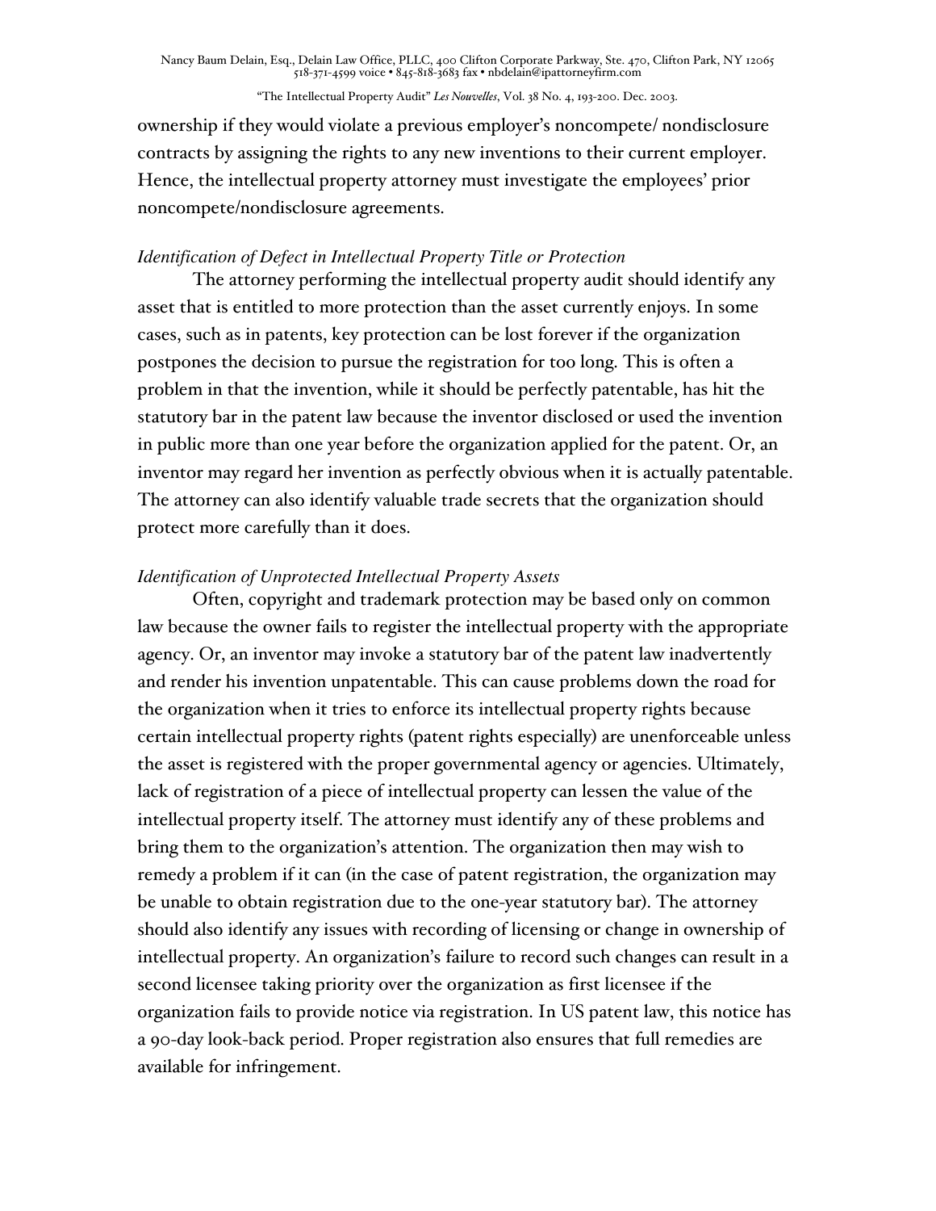ownership if they would violate a previous employer's noncompete/ nondisclosure contracts by assigning the rights to any new inventions to their current employer. Hence, the intellectual property attorney must investigate the employees' prior noncompete/nondisclosure agreements.

*Identification of Defect in Intellectual Property Title or Protection*

The attorney performing the intellectual property audit should identify any asset that is entitled to more protection than the asset currently enjoys. In some cases, such as in patents, key protection can be lost forever if the organization postpones the decision to pursue the registration for too long. This is often a problem in that the invention, while it should be perfectly patentable, has hit the statutory bar in the patent law because the inventor disclosed or used the invention in public more than one year before the organization applied for the patent. Or, an inventor may regard her invention as perfectly obvious when it is actually patentable. The attorney can also identify valuable trade secrets that the organization should protect more carefully than it does.

*Identification of Unprotected Intellectual Property Assets*

Often, copyright and trademark protection may be based only on common law because the owner fails to register the intellectual property with the appropriate agency. Or, an inventor may invoke a statutory bar of the patent law inadvertently and render his invention unpatentable. This can cause problems down the road for the organization when it tries to enforce its intellectual property rights because certain intellectual property rights (patent rights especially) are unenforceable unless the asset is registered with the proper governmental agency or agencies. Ultimately, lack of registration of a piece of intellectual property can lessen the value of the intellectual property itself. The attorney must identify any of these problems and bring them to the organization's attention. The organization then may wish to remedy a problem if it can (in the case of patent registration, the organization may be unable to obtain registration due to the one-year statutory bar). The attorney should also identify any issues with recording of licensing or change in ownership of intellectual property. An organization's failure to record such changes can result in a second licensee taking priority over the organization as first licensee if the organization fails to provide notice via registration. In US patent law, this notice has a 90-day look-back period. Proper registration also ensures that full remedies are available for infringement.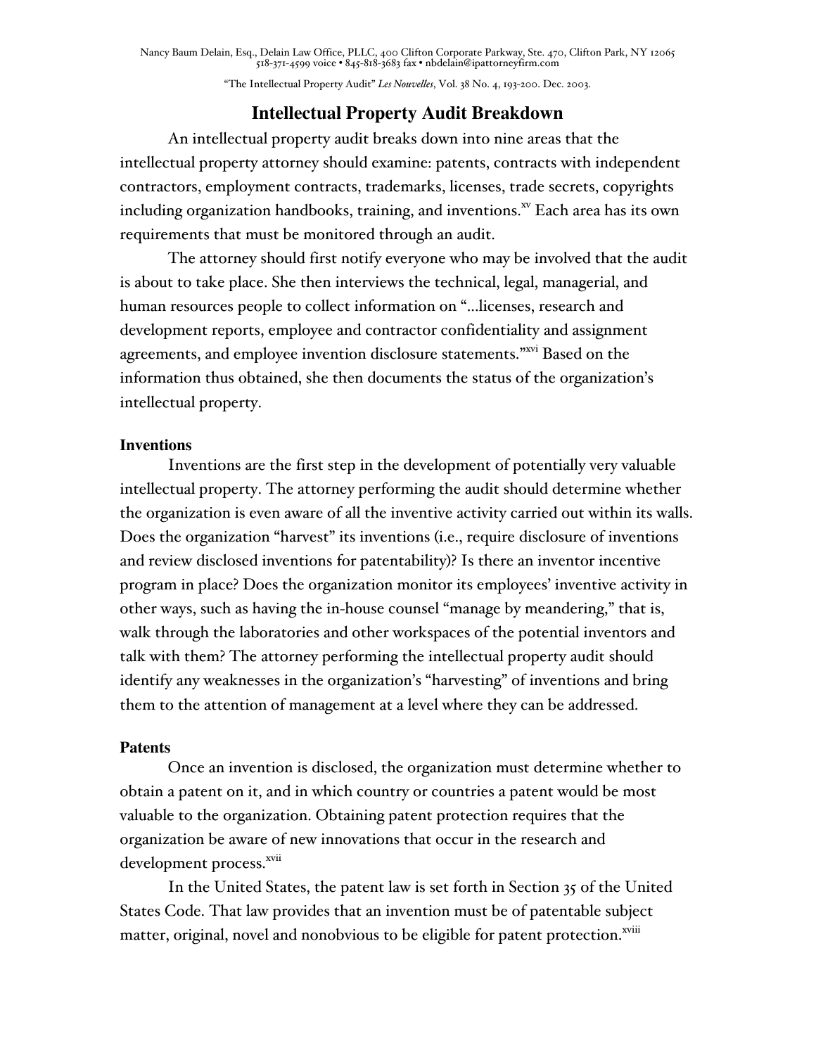## Intellectual Property Audit Breakdown

An intellectual property audit breaks down into nine areas that the intellectual property attorney should examine: patents, contracts with independent contractors, employment contracts, trademarks, licenses, trade secrets, copyrights including organization handbooks, training, and inventions.[xv] Each area has its own requirements that must be monitored through an audit.

The attorney should first notify everyone who may be involved that the audit is about to take place. She then interviews the technical, legal, managerial, and human resources people to collect information on "…licenses, research and development reports, employee and contractor confidentiality and assignment agreements, and employee invention disclosure statements."[xvi] Based on the information thus obtained, she then documents the status of the organization's intellectual property.

### Inventions

Inventions are the first step in the development of potentially very valuable intellectual property. The attorney performing the audit should determine whether the organization is even aware of all the inventive activity carried out within its walls. Does the organization "harvest" its inventions (i.e., require disclosure of inventions and review disclosed inventions for patentability)? Is there an inventor incentive program in place? Does the organization monitor its employees' inventive activity in other ways, such as having the in-house counsel "manage by meandering," that is, walk through the laboratories and other workspaces of the potential inventors and talk with them? The attorney performing the intellectual property audit should identify any weaknesses in the organization's "harvesting" of inventions and bring them to the attention of management at a level where they can be addressed.

### Patents

Once an invention is disclosed, the organization must determine whether to obtain a patent on it, and in which country or countries a patent would be most valuable to the organization. Obtaining patent protection requires that the organization be aware of new innovations that occur in the research and development process.[xvii]

In the United States, the patent law is set forth in Section 35 of the United States Code. That law provides that an invention must be of patentable subject matter, original, novel and nonobvious to be eligible for patent protection.[xviii]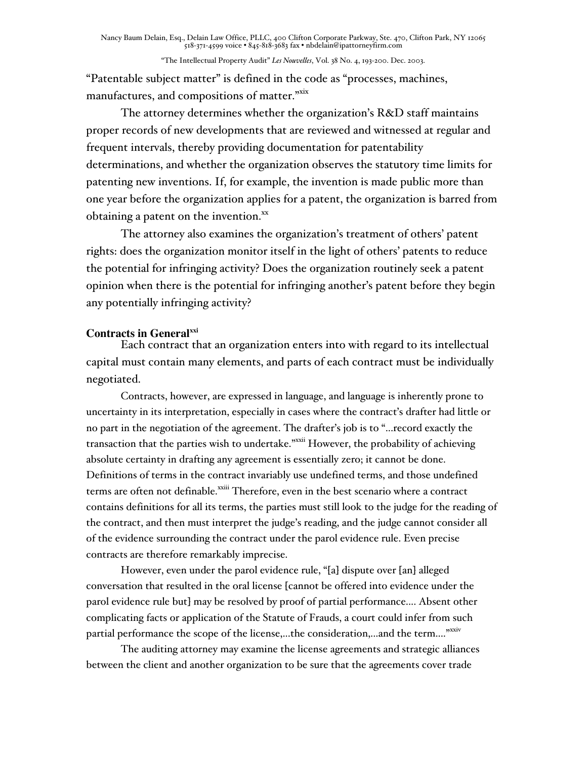"Patentable subject matter" is defined in the code as "processes, machines, manufactures, and compositions of matter."[xix]

The attorney determines whether the organization's R&D staff maintains proper records of new developments that are reviewed and witnessed at regular and frequent intervals, thereby providing documentation for patentability determinations, and whether the organization observes the statutory time limits for patenting new inventions. If, for example, the invention is made public more than one year before the organization applies for a patent, the organization is barred from obtaining a patent on the invention.[xx]

The attorney also examines the organization's treatment of others' patent rights: does the organization monitor itself in the light of others' patents to reduce the potential for infringing activity? Does the organization routinely seek a patent opinion when there is the potential for infringing another's patent before they begin any potentially infringing activity?

**Contracts in General**[xxi]

Each contract that an organization enters into with regard to its intellectual capital must contain many elements, and parts of each contract must be individually negotiated.

Contracts, however, are expressed in language, and language is inherently prone to uncertainty in its interpretation, especially in cases where the contract's drafter had little or no part in the negotiation of the agreement. The drafter's job is to "...record exactly the transaction that the parties wish to undertake."[xxii] However, the probability of achieving absolute certainty in drafting any agreement is essentially zero; it cannot be done. Definitions of terms in the contract invariably use undefined terms, and those undefined terms are often not definable.[xxiii] Therefore, even in the best scenario where a contract contains definitions for all its terms, the parties must still look to the judge for the reading of the contract, and then must interpret the judge's reading, and the judge cannot consider all of the evidence surrounding the contract under the parol evidence rule. Even precise contracts are therefore remarkably imprecise.

However, even under the parol evidence rule, "[a] dispute over [an] alleged conversation that resulted in the oral license [cannot be offered into evidence under the parol evidence rule but] may be resolved by proof of partial performance.... Absent other complicating facts or application of the Statute of Frauds, a court could infer from such partial performance the scope of the license,...the consideration,...and the term...."[xxiv]

The auditing attorney may examine the license agreements and strategic alliances between the client and another organization to be sure that the agreements cover trade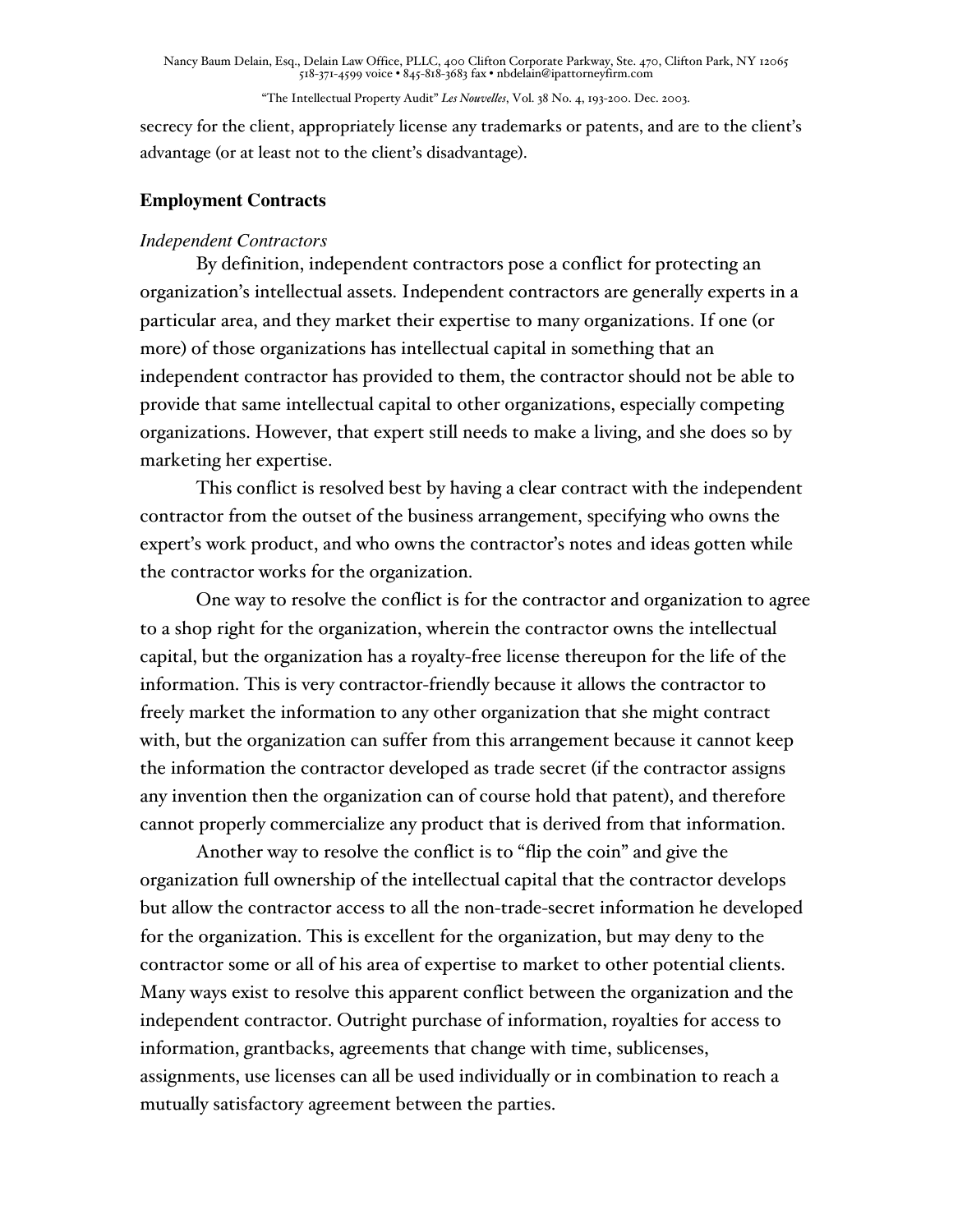secrecy for the client, appropriately license any trademarks or patents, and are to the client's advantage (or at least not to the client's disadvantage).

## Employment Contracts

### *Independent Contractors*

By definition, independent contractors pose a conflict for protecting an organization's intellectual assets. Independent contractors are generally experts in a particular area, and they market their expertise to many organizations. If one (or more) of those organizations has intellectual capital in something that an independent contractor has provided to them, the contractor should not be able to provide that same intellectual capital to other organizations, especially competing organizations. However, that expert still needs to make a living, and she does so by marketing her expertise.

This conflict is resolved best by having a clear contract with the independent contractor from the outset of the business arrangement, specifying who owns the expert's work product, and who owns the contractor's notes and ideas gotten while the contractor works for the organization.

One way to resolve the conflict is for the contractor and organization to agree to a shop right for the organization, wherein the contractor owns the intellectual capital, but the organization has a royalty-free license thereupon for the life of the information. This is very contractor-friendly because it allows the contractor to freely market the information to any other organization that she might contract with, but the organization can suffer from this arrangement because it cannot keep the information the contractor developed as trade secret (if the contractor assigns any invention then the organization can of course hold that patent), and therefore cannot properly commercialize any product that is derived from that information.

Another way to resolve the conflict is to "flip the coin" and give the organization full ownership of the intellectual capital that the contractor develops but allow the contractor access to all the non-trade-secret information he developed for the organization. This is excellent for the organization, but may deny to the contractor some or all of his area of expertise to market to other potential clients. Many ways exist to resolve this apparent conflict between the organization and the independent contractor. Outright purchase of information, royalties for access to information, grantbacks, agreements that change with time, sublicenses, assignments, use licenses can all be used individually or in combination to reach a mutually satisfactory agreement between the parties.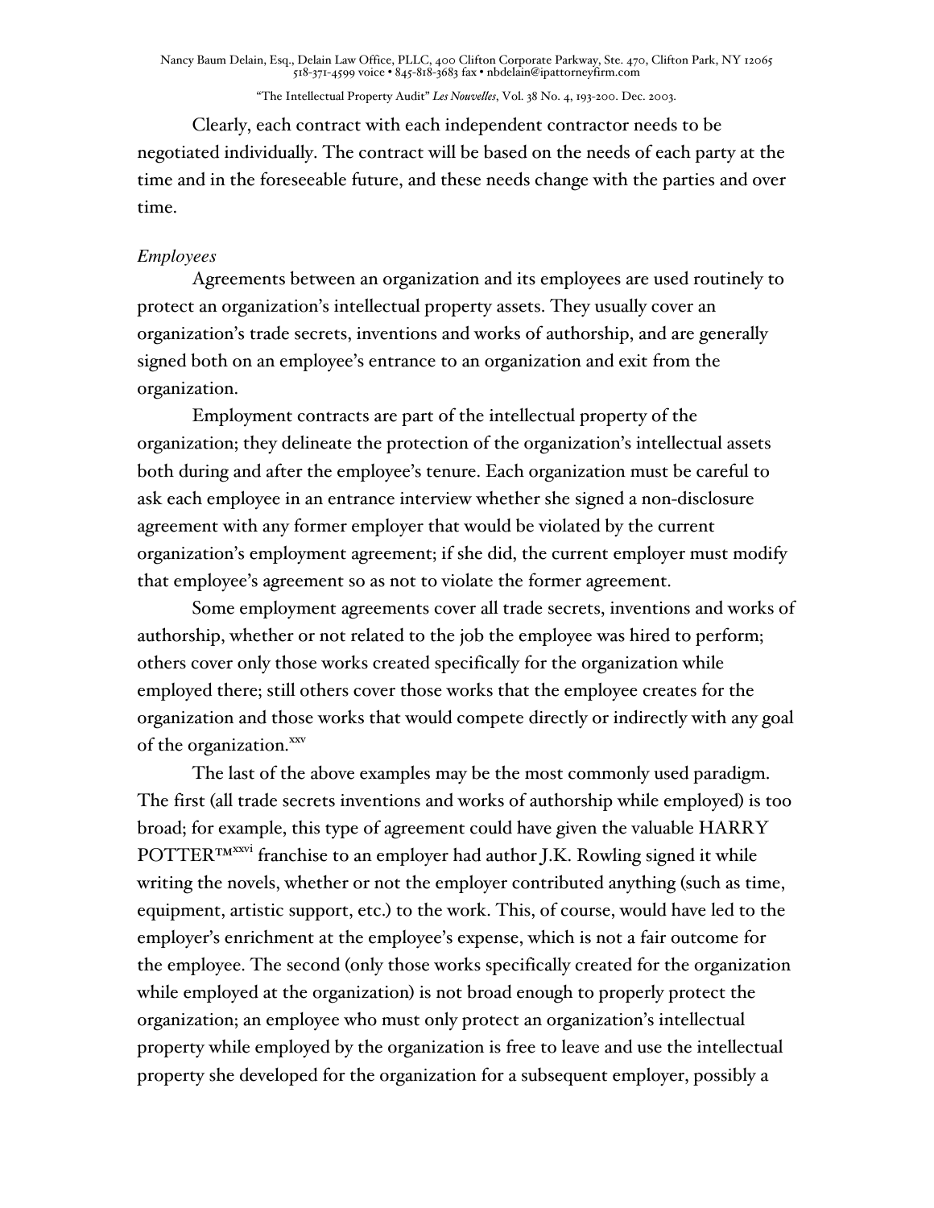Clearly, each contract with each independent contractor needs to be negotiated individually. The contract will be based on the needs of each party at the time and in the foreseeable future, and these needs change with the parties and over time.

*Employees*

Agreements between an organization and its employees are used routinely to protect an organization's intellectual property assets. They usually cover an organization's trade secrets, inventions and works of authorship, and are generally signed both on an employee's entrance to an organization and exit from the organization.

Employment contracts are part of the intellectual property of the organization; they delineate the protection of the organization's intellectual assets both during and after the employee's tenure. Each organization must be careful to ask each employee in an entrance interview whether she signed a non-disclosure agreement with any former employer that would be violated by the current organization's employment agreement; if she did, the current employer must modify that employee's agreement so as not to violate the former agreement.

Some employment agreements cover all trade secrets, inventions and works of authorship, whether or not related to the job the employee was hired to perform; others cover only those works created specifically for the organization while employed there; still others cover those works that the employee creates for the organization and those works that would compete directly or indirectly with any goal of the organization.[xxv]

The last of the above examples may be the most commonly used paradigm. The first (all trade secrets inventions and works of authorship while employed) is too broad; for example, this type of agreement could have given the valuable HARRY POTTER™[xxvi] franchise to an employer had author J.K. Rowling signed it while writing the novels, whether or not the employer contributed anything (such as time, equipment, artistic support, etc.) to the work. This, of course, would have led to the employer's enrichment at the employee's expense, which is not a fair outcome for the employee. The second (only those works specifically created for the organization while employed at the organization) is not broad enough to properly protect the organization; an employee who must only protect an organization's intellectual property while employed by the organization is free to leave and use the intellectual property she developed for the organization for a subsequent employer, possibly a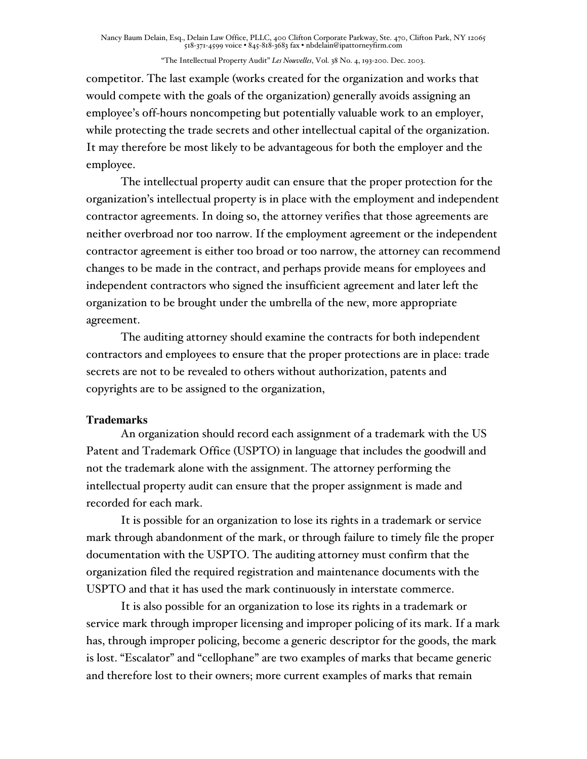competitor. The last example (works created for the organization and works that would compete with the goals of the organization) generally avoids assigning an employee's off-hours noncompeting but potentially valuable work to an employer, while protecting the trade secrets and other intellectual capital of the organization. It may therefore be most likely to be advantageous for both the employer and the employee.

The intellectual property audit can ensure that the proper protection for the organization's intellectual property is in place with the employment and independent contractor agreements. In doing so, the attorney verifies that those agreements are neither overbroad nor too narrow. If the employment agreement or the independent contractor agreement is either too broad or too narrow, the attorney can recommend changes to be made in the contract, and perhaps provide means for employees and independent contractors who signed the insufficient agreement and later left the organization to be brought under the umbrella of the new, more appropriate agreement.

The auditing attorney should examine the contracts for both independent contractors and employees to ensure that the proper protections are in place: trade secrets are not to be revealed to others without authorization, patents and copyrights are to be assigned to the organization,

**Trademarks**

An organization should record each assignment of a trademark with the US Patent and Trademark Office (USPTO) in language that includes the goodwill and not the trademark alone with the assignment. The attorney performing the intellectual property audit can ensure that the proper assignment is made and recorded for each mark.

It is possible for an organization to lose its rights in a trademark or service mark through abandonment of the mark, or through failure to timely file the proper documentation with the USPTO. The auditing attorney must confirm that the organization filed the required registration and maintenance documents with the USPTO and that it has used the mark continuously in interstate commerce.

It is also possible for an organization to lose its rights in a trademark or service mark through improper licensing and improper policing of its mark. If a mark has, through improper policing, become a generic descriptor for the goods, the mark is lost. "Escalator" and "cellophane" are two examples of marks that became generic and therefore lost to their owners; more current examples of marks that remain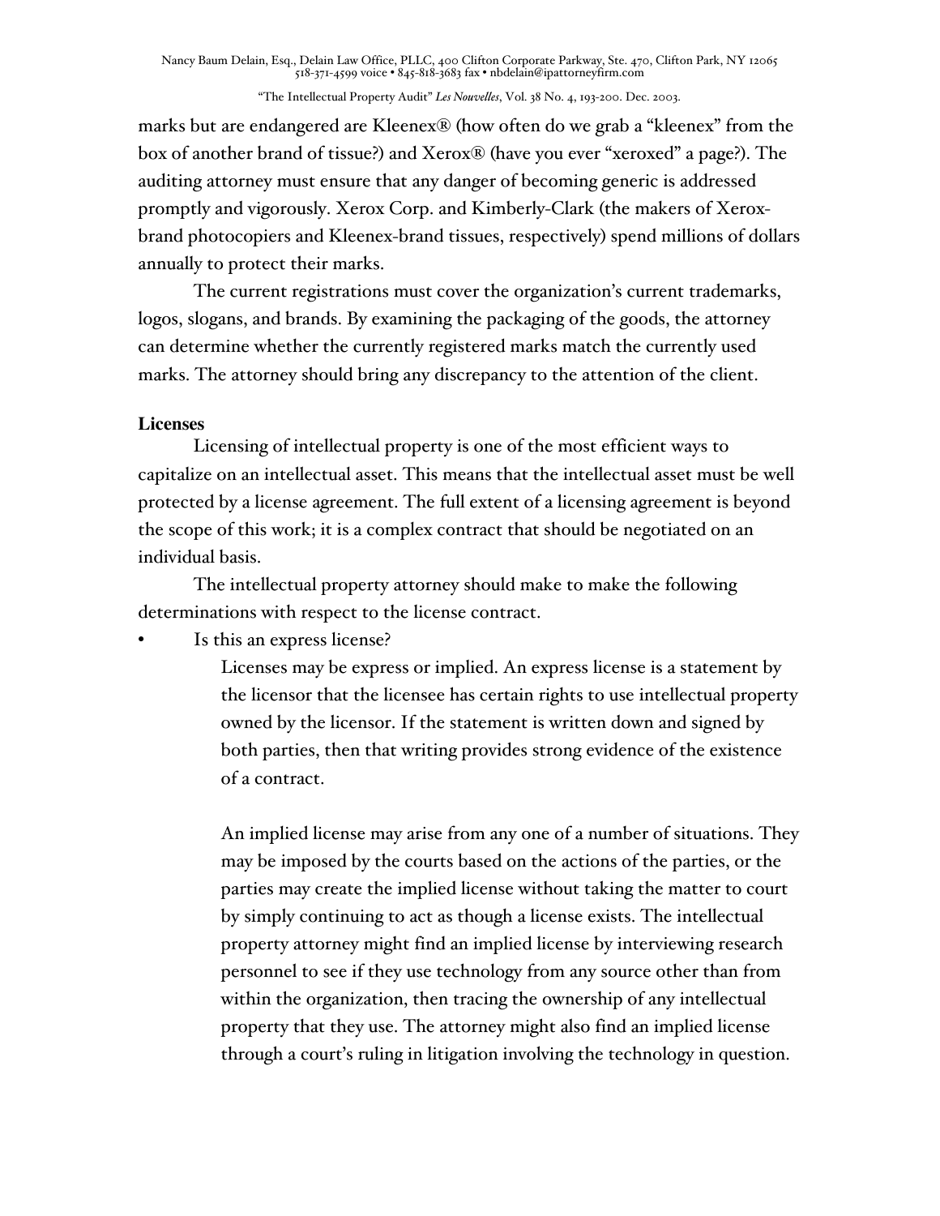marks but are endangered are Kleenex® (how often do we grab a "kleenex" from the box of another brand of tissue?) and Xerox® (have you ever "xeroxed" a page?). The auditing attorney must ensure that any danger of becoming generic is addressed promptly and vigorously. Xerox Corp. and Kimberly-Clark (the makers of Xerox-brand photocopiers and Kleenex-brand tissues, respectively) spend millions of dollars annually to protect their marks.

The current registrations must cover the organization's current trademarks, logos, slogans, and brands. By examining the packaging of the goods, the attorney can determine whether the currently registered marks match the currently used marks. The attorney should bring any discrepancy to the attention of the client.

**Licenses**

Licensing of intellectual property is one of the most efficient ways to capitalize on an intellectual asset. This means that the intellectual asset must be well protected by a license agreement. The full extent of a licensing agreement is beyond the scope of this work; it is a complex contract that should be negotiated on an individual basis.

The intellectual property attorney should make to make the following determinations with respect to the license contract.

- Is this an express license?

  Licenses may be express or implied. An express license is a statement by the licensor that the licensee has certain rights to use intellectual property owned by the licensor. If the statement is written down and signed by both parties, then that writing provides strong evidence of the existence of a contract.

  An implied license may arise from any one of a number of situations. They may be imposed by the courts based on the actions of the parties, or the parties may create the implied license without taking the matter to court by simply continuing to act as though a license exists. The intellectual property attorney might find an implied license by interviewing research personnel to see if they use technology from any source other than from within the organization, then tracing the ownership of any intellectual property that they use. The attorney might also find an implied license through a court's ruling in litigation involving the technology in question.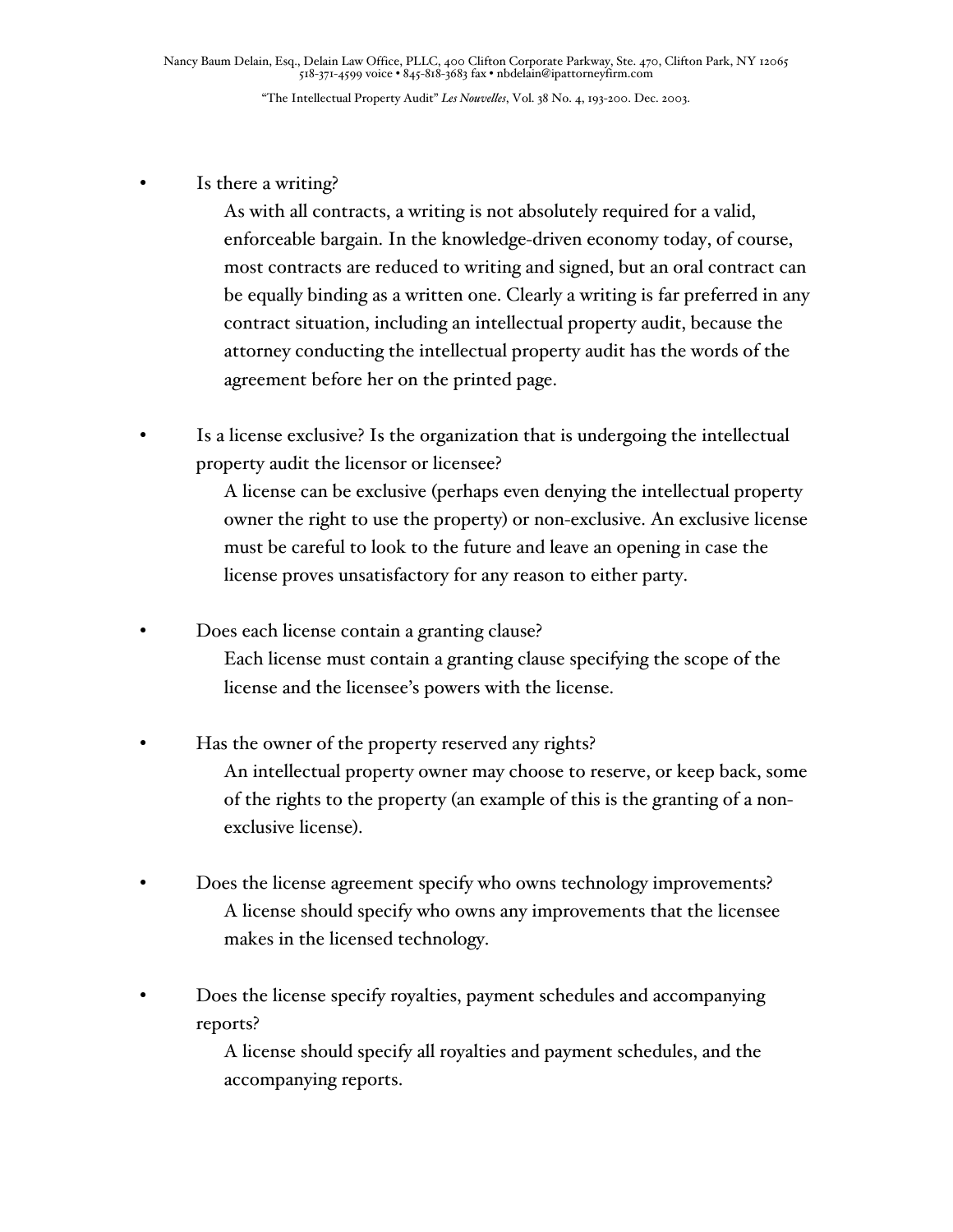- Is there a writing?

  As with all contracts, a writing is not absolutely required for a valid, enforceable bargain. In the knowledge-driven economy today, of course, most contracts are reduced to writing and signed, but an oral contract can be equally binding as a written one. Clearly a writing is far preferred in any contract situation, including an intellectual property audit, because the attorney conducting the intellectual property audit has the words of the agreement before her on the printed page.

- Is a license exclusive? Is the organization that is undergoing the intellectual property audit the licensor or licensee?

  A license can be exclusive (perhaps even denying the intellectual property owner the right to use the property) or non-exclusive. An exclusive license must be careful to look to the future and leave an opening in case the license proves unsatisfactory for any reason to either party.

- Does each license contain a granting clause?

  Each license must contain a granting clause specifying the scope of the license and the licensee's powers with the license.

- Has the owner of the property reserved any rights?

  An intellectual property owner may choose to reserve, or keep back, some of the rights to the property (an example of this is the granting of a non-exclusive license).

- Does the license agreement specify who owns technology improvements?

  A license should specify who owns any improvements that the licensee makes in the licensed technology.

- Does the license specify royalties, payment schedules and accompanying reports?

  A license should specify all royalties and payment schedules, and the accompanying reports.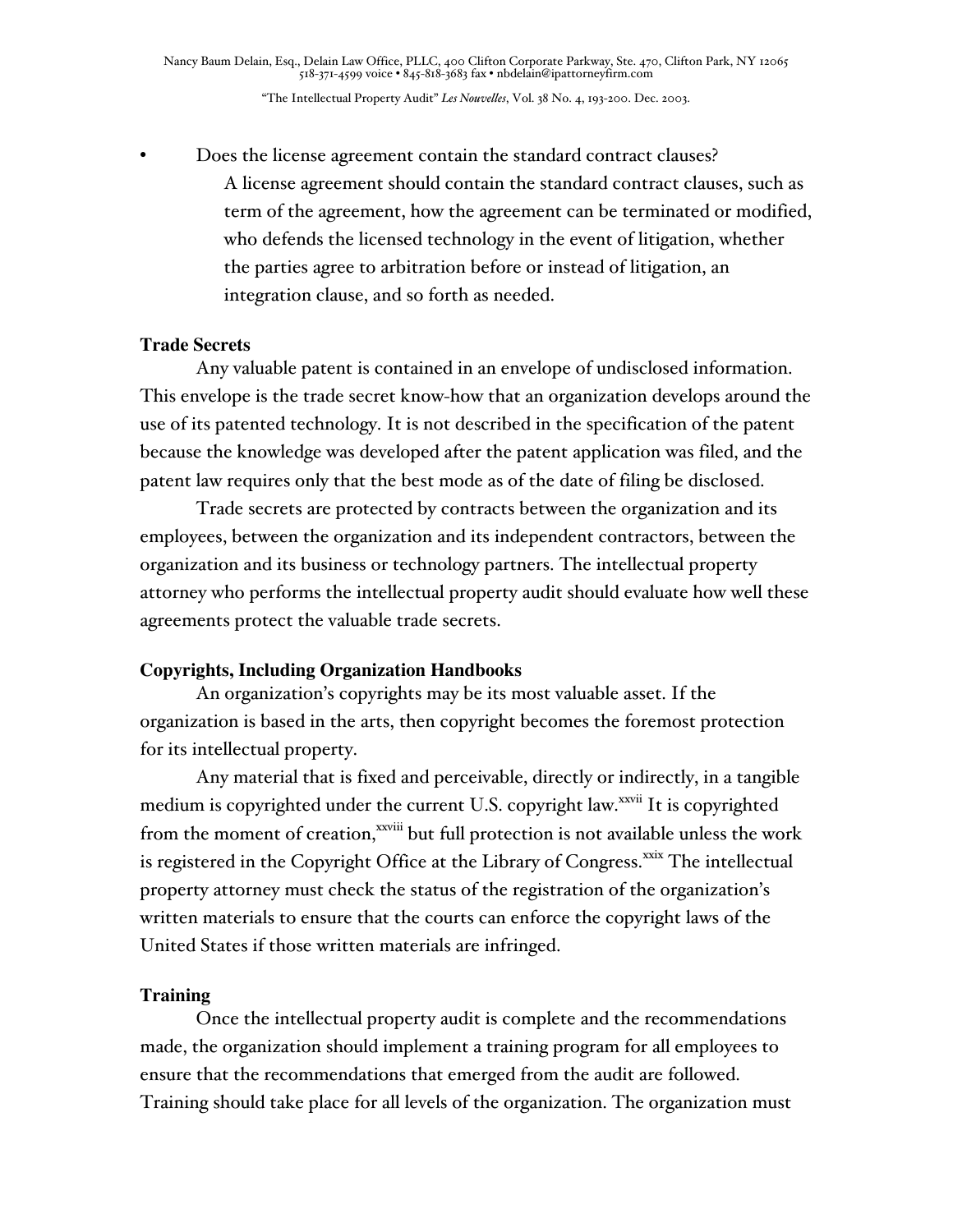- Does the license agreement contain the standard contract clauses?

  A license agreement should contain the standard contract clauses, such as term of the agreement, how the agreement can be terminated or modified, who defends the licensed technology in the event of litigation, whether the parties agree to arbitration before or instead of litigation, an integration clause, and so forth as needed.

**Trade Secrets**

Any valuable patent is contained in an envelope of undisclosed information. This envelope is the trade secret know-how that an organization develops around the use of its patented technology. It is not described in the specification of the patent because the knowledge was developed after the patent application was filed, and the patent law requires only that the best mode as of the date of filing be disclosed.

Trade secrets are protected by contracts between the organization and its employees, between the organization and its independent contractors, between the organization and its business or technology partners. The intellectual property attorney who performs the intellectual property audit should evaluate how well these agreements protect the valuable trade secrets.

**Copyrights, Including Organization Handbooks**

An organization's copyrights may be its most valuable asset. If the organization is based in the arts, then copyright becomes the foremost protection for its intellectual property.

Any material that is fixed and perceivable, directly or indirectly, in a tangible medium is copyrighted under the current U.S. copyright law.[xxvii] It is copyrighted from the moment of creation,[xxviii] but full protection is not available unless the work is registered in the Copyright Office at the Library of Congress.[xxix] The intellectual property attorney must check the status of the registration of the organization's written materials to ensure that the courts can enforce the copyright laws of the United States if those written materials are infringed.

**Training**

Once the intellectual property audit is complete and the recommendations made, the organization should implement a training program for all employees to ensure that the recommendations that emerged from the audit are followed. Training should take place for all levels of the organization. The organization must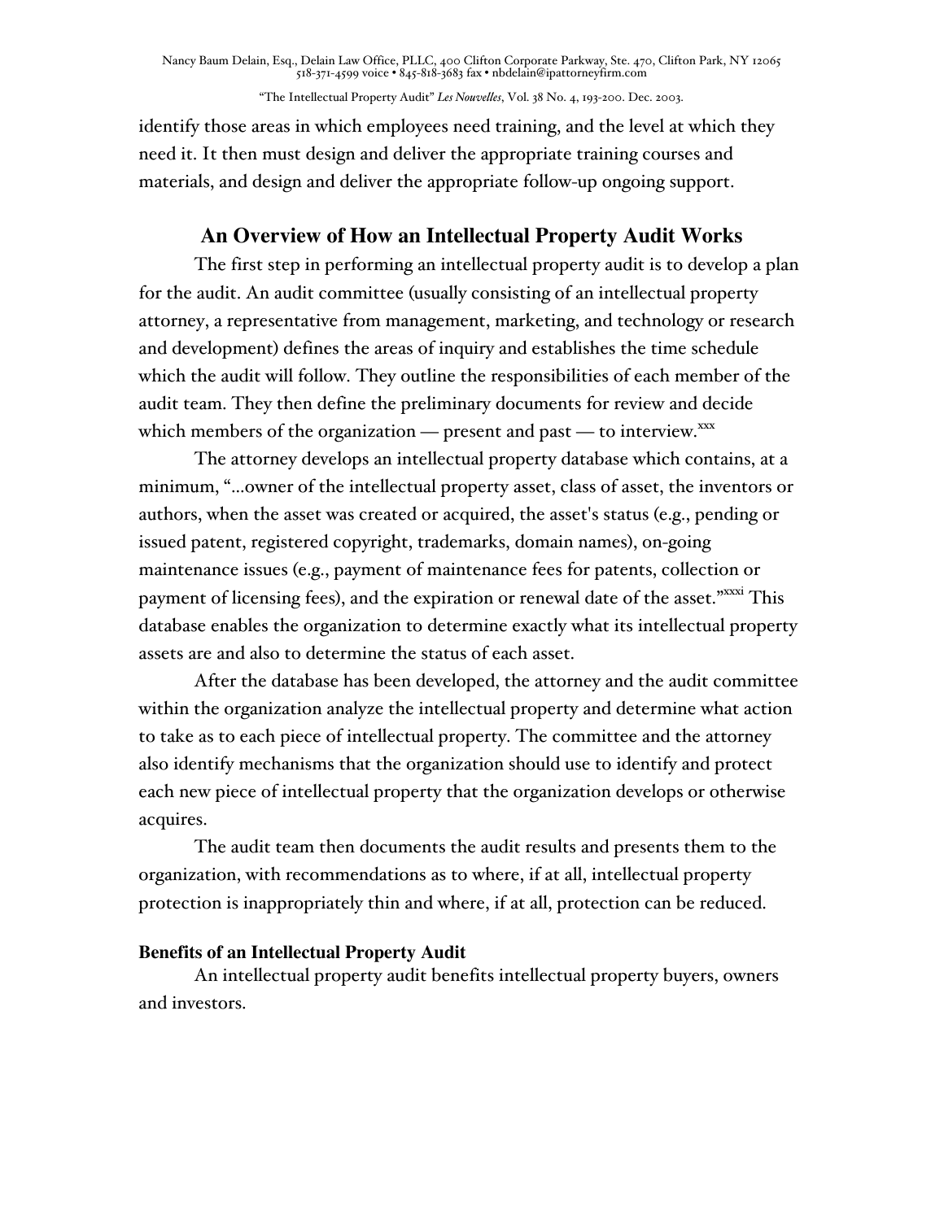identify those areas in which employees need training, and the level at which they need it. It then must design and deliver the appropriate training courses and materials, and design and deliver the appropriate follow-up ongoing support.

## An Overview of How an Intellectual Property Audit Works

The first step in performing an intellectual property audit is to develop a plan for the audit. An audit committee (usually consisting of an intellectual property attorney, a representative from management, marketing, and technology or research and development) defines the areas of inquiry and establishes the time schedule which the audit will follow. They outline the responsibilities of each member of the audit team. They then define the preliminary documents for review and decide which members of the organization — present and past — to interview.[xxx]

The attorney develops an intellectual property database which contains, at a minimum, "...owner of the intellectual property asset, class of asset, the inventors or authors, when the asset was created or acquired, the asset's status (e.g., pending or issued patent, registered copyright, trademarks, domain names), on-going maintenance issues (e.g., payment of maintenance fees for patents, collection or payment of licensing fees), and the expiration or renewal date of the asset."[xxxi] This database enables the organization to determine exactly what its intellectual property assets are and also to determine the status of each asset.

After the database has been developed, the attorney and the audit committee within the organization analyze the intellectual property and determine what action to take as to each piece of intellectual property. The committee and the attorney also identify mechanisms that the organization should use to identify and protect each new piece of intellectual property that the organization develops or otherwise acquires.

The audit team then documents the audit results and presents them to the organization, with recommendations as to where, if at all, intellectual property protection is inappropriately thin and where, if at all, protection can be reduced.

### Benefits of an Intellectual Property Audit

An intellectual property audit benefits intellectual property buyers, owners and investors.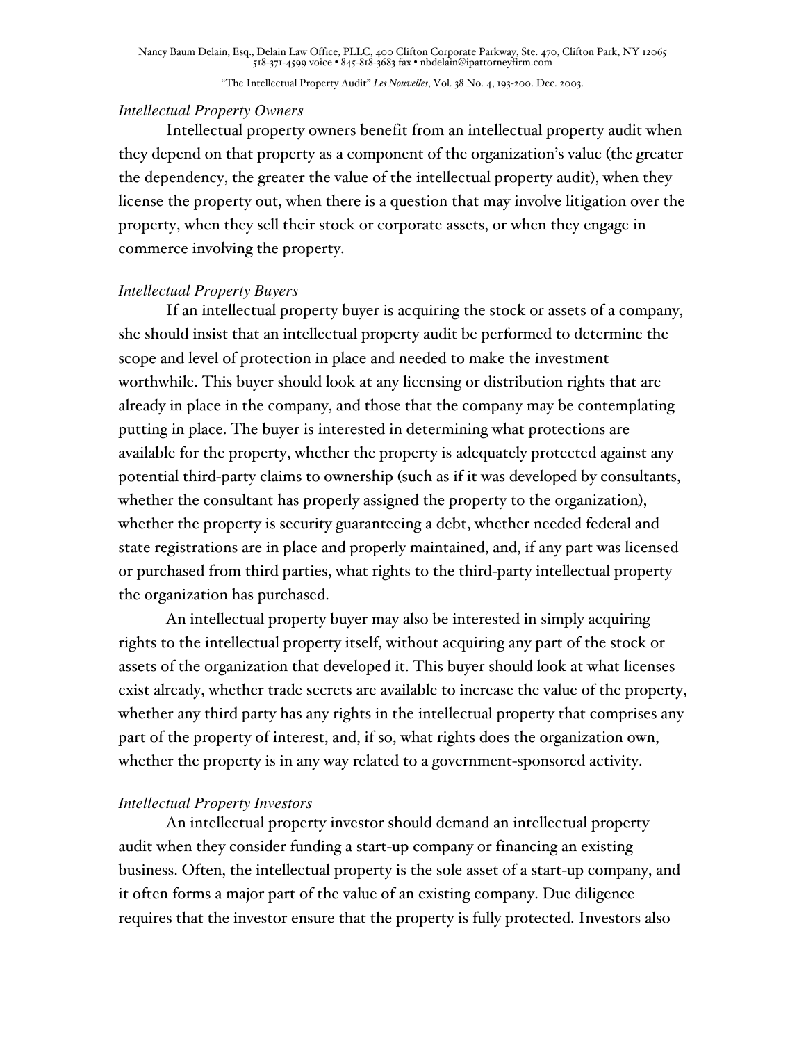*Intellectual Property Owners*

Intellectual property owners benefit from an intellectual property audit when they depend on that property as a component of the organization's value (the greater the dependency, the greater the value of the intellectual property audit), when they license the property out, when there is a question that may involve litigation over the property, when they sell their stock or corporate assets, or when they engage in commerce involving the property.

*Intellectual Property Buyers*

If an intellectual property buyer is acquiring the stock or assets of a company, she should insist that an intellectual property audit be performed to determine the scope and level of protection in place and needed to make the investment worthwhile. This buyer should look at any licensing or distribution rights that are already in place in the company, and those that the company may be contemplating putting in place. The buyer is interested in determining what protections are available for the property, whether the property is adequately protected against any potential third-party claims to ownership (such as if it was developed by consultants, whether the consultant has properly assigned the property to the organization), whether the property is security guaranteeing a debt, whether needed federal and state registrations are in place and properly maintained, and, if any part was licensed or purchased from third parties, what rights to the third-party intellectual property the organization has purchased.

An intellectual property buyer may also be interested in simply acquiring rights to the intellectual property itself, without acquiring any part of the stock or assets of the organization that developed it. This buyer should look at what licenses exist already, whether trade secrets are available to increase the value of the property, whether any third party has any rights in the intellectual property that comprises any part of the property of interest, and, if so, what rights does the organization own, whether the property is in any way related to a government-sponsored activity.

*Intellectual Property Investors*

An intellectual property investor should demand an intellectual property audit when they consider funding a start-up company or financing an existing business. Often, the intellectual property is the sole asset of a start-up company, and it often forms a major part of the value of an existing company. Due diligence requires that the investor ensure that the property is fully protected. Investors also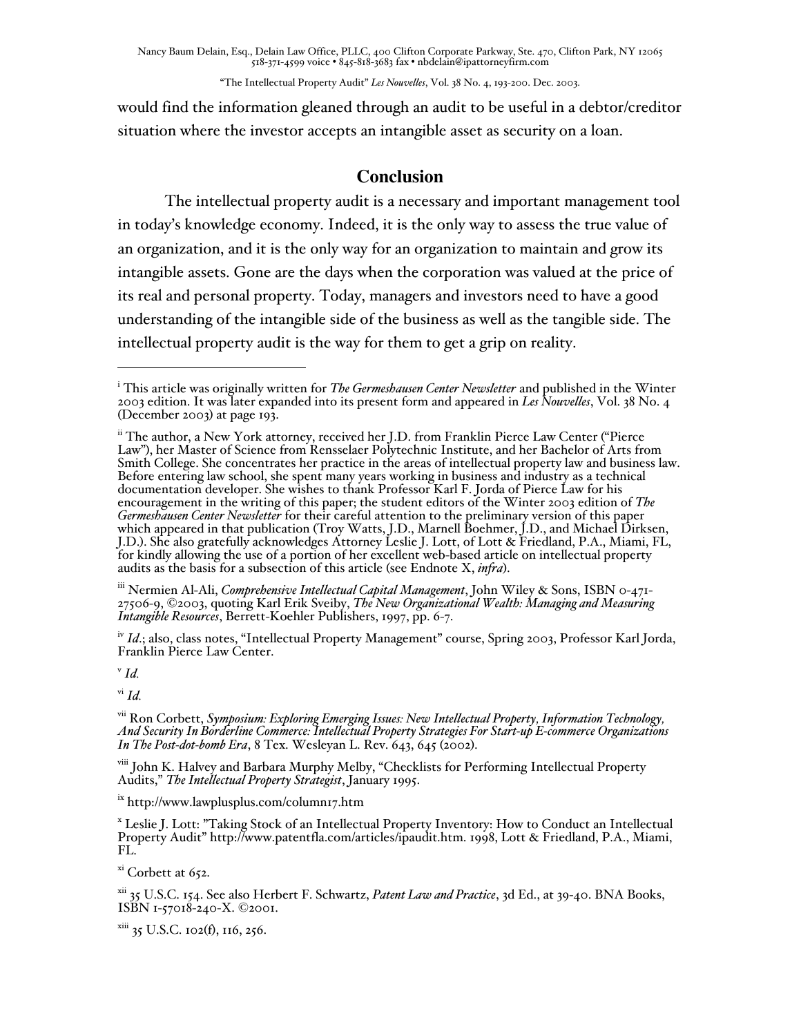would find the information gleaned through an audit to be useful in a debtor/creditor situation where the investor accepts an intangible asset as security on a loan.

## Conclusion

The intellectual property audit is a necessary and important management tool in today's knowledge economy. Indeed, it is the only way to assess the true value of an organization, and it is the only way for an organization to maintain and grow its intangible assets. Gone are the days when the corporation was valued at the price of its real and personal property. Today, managers and investors need to have a good understanding of the intangible side of the business as well as the tangible side. The intellectual property audit is the way for them to get a grip on reality.

---

[i] This article was originally written for *The Germeshausen Center Newsletter* and published in the Winter 2003 edition. It was later expanded into its present form and appeared in *Les Nouvelles*, Vol. 38 No. 4 (December 2003) at page 193.

[ii] The author, a New York attorney, received her J.D. from Franklin Pierce Law Center ("Pierce Law"), her Master of Science from Rensselaer Polytechnic Institute, and her Bachelor of Arts from Smith College. She concentrates her practice in the areas of intellectual property law and business law. Before entering law school, she spent many years working in business and industry as a technical documentation developer. She wishes to thank Professor Karl F. Jorda of Pierce Law for his encouragement in the writing of this paper; the student editors of the Winter 2003 edition of *The Germeshausen Center Newsletter* for their careful attention to the preliminary version of this paper which appeared in that publication (Troy Watts, J.D., Marnell Boehmer, J.D., and Michael Dirksen, J.D.). She also gratefully acknowledges Attorney Leslie J. Lott, of Lott & Friedland, P.A., Miami, FL, for kindly allowing the use of a portion of her excellent web-based article on intellectual property audits as the basis for a subsection of this article (see Endnote X, *infra*).

[iii] Nermien Al-Ali, *Comprehensive Intellectual Capital Management*, John Wiley & Sons, ISBN 0-471-27506-9, ©2003, quoting Karl Erik Sveiby, *The New Organizational Wealth: Managing and Measuring Intangible Resources*, Berrett-Koehler Publishers, 1997, pp. 6-7.

[iv] *Id*.; also, class notes, "Intellectual Property Management" course, Spring 2003, Professor Karl Jorda, Franklin Pierce Law Center.

[v] *Id.*

[vi] *Id.*

[vii] Ron Corbett, *Symposium: Exploring Emerging Issues: New Intellectual Property, Information Technology, And Security In Borderline Commerce: Intellectual Property Strategies For Start-up E-commerce Organizations In The Post-dot-bomb Era*, 8 Tex. Wesleyan L. Rev. 643, 645 (2002).

[viii] John K. Halvey and Barbara Murphy Melby, "Checklists for Performing Intellectual Property Audits," *The Intellectual Property Strategist*, January 1995.

[ix] http://www.lawplusplus.com/column17.htm

[x] Leslie J. Lott: "Taking Stock of an Intellectual Property Inventory: How to Conduct an Intellectual Property Audit" http://www.patentfla.com/articles/ipaudit.htm. 1998, Lott & Friedland, P.A., Miami, FL.

[xi] Corbett at 652.

[xii] 35 U.S.C. 154. See also Herbert F. Schwartz, *Patent Law and Practice*, 3d Ed., at 39-40. BNA Books, ISBN 1-57018-240-X. ©2001.

[xiii] 35 U.S.C. 102(f), 116, 256.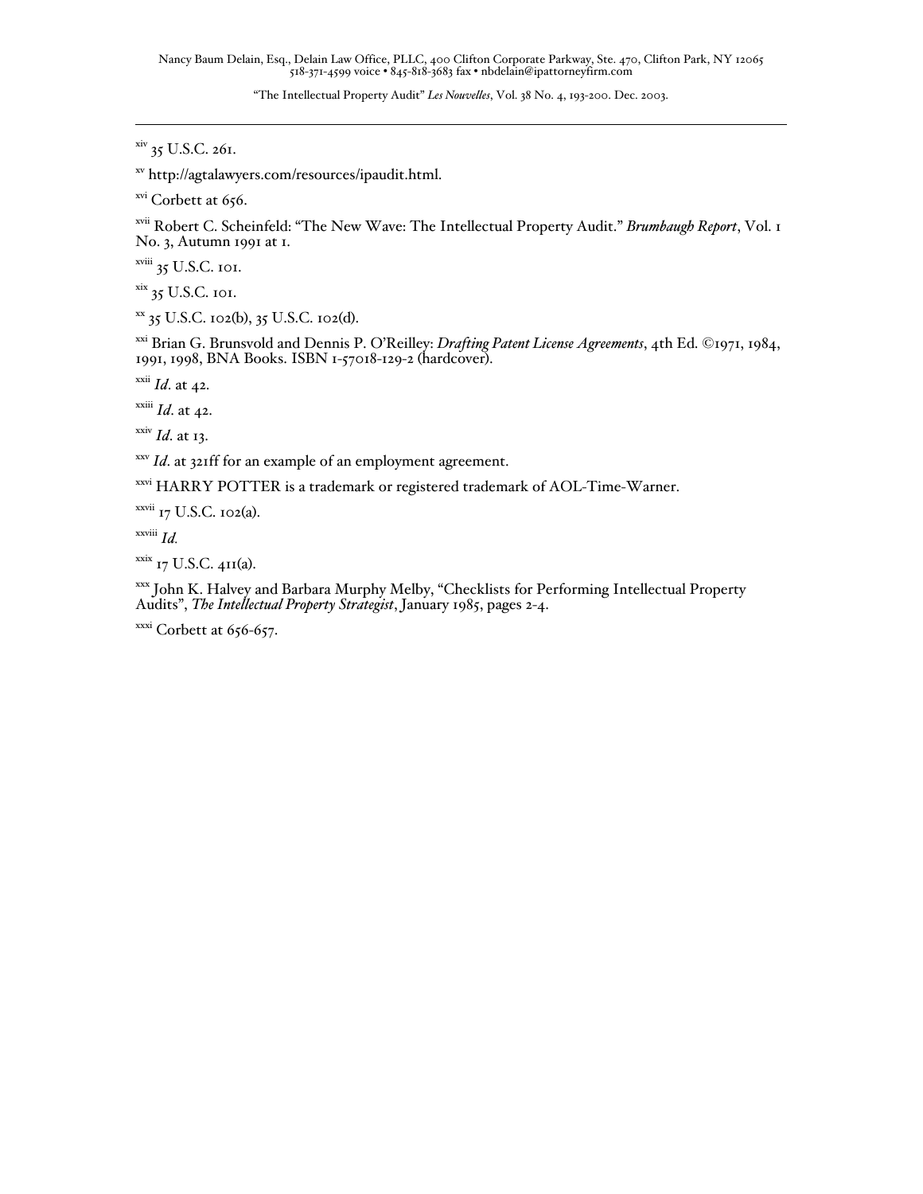[xiv] 35 U.S.C. 261.

[xv] http://agtalawyers.com/resources/ipaudit.html.

[xvi] Corbett at 656.

[xvii] Robert C. Scheinfeld: "The New Wave: The Intellectual Property Audit." *Brumbaugh Report*, Vol. 1 No. 3, Autumn 1991 at 1.

[xviii] 35 U.S.C. 101.

[xix] 35 U.S.C. 101.

[xx] 35 U.S.C. 102(b), 35 U.S.C. 102(d).

[xxi] Brian G. Brunsvold and Dennis P. O'Reilley: *Drafting Patent License Agreements*, 4th Ed. ©1971, 1984, 1991, 1998, BNA Books. ISBN 1-57018-129-2 (hardcover).

[xxii] *Id*. at 42.

[xxiii] *Id*. at 42.

[xxiv] *Id*. at 13.

[xxv] *Id*. at 321ff for an example of an employment agreement.

[xxvi] HARRY POTTER is a trademark or registered trademark of AOL-Time-Warner.

[xxvii] 17 U.S.C. 102(a).

[xxviii] *Id.*

[xxix] 17 U.S.C. 411(a).

[xxx] John K. Halvey and Barbara Murphy Melby, "Checklists for Performing Intellectual Property Audits", *The Intellectual Property Strategist*, January 1985, pages 2-4.

[xxxi] Corbett at 656-657.